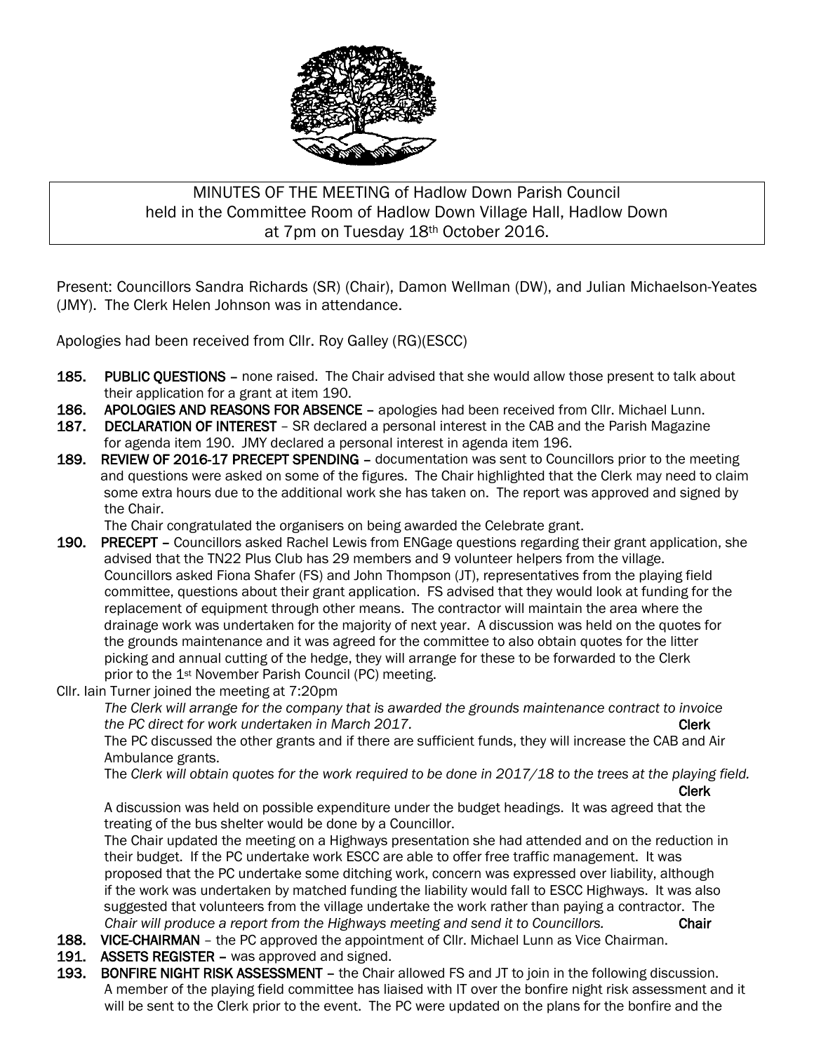MINUTES OF THE MEETING of Hadlow Down Parish Council
held in the Committee Room of Hadlow Down Village Hall, Hadlow Down
at 7pm on Tuesday 18th October 2016.

Present: Councillors Sandra Richards (SR) (Chair), Damon Wellman (DW), and Julian Michaelson-Yeates (JMY). The Clerk Helen Johnson was in attendance.

Apologies had been received from Cllr. Roy Galley (RG)(ESCC)

**185. PUBLIC QUESTIONS** – none raised. The Chair advised that she would allow those present to talk about their application for a grant at item 190.

**186. APOLOGIES AND REASONS FOR ABSENCE** – apologies had been received from Cllr. Michael Lunn.

**187. DECLARATION OF INTEREST** – SR declared a personal interest in the CAB and the Parish Magazine for agenda item 190. JMY declared a personal interest in agenda item 196.

**189. REVIEW OF 2016-17 PRECEPT SPENDING** – documentation was sent to Councillors prior to the meeting and questions were asked on some of the figures. The Chair highlighted that the Clerk may need to claim some extra hours due to the additional work she has taken on. The report was approved and signed by the Chair.

The Chair congratulated the organisers on being awarded the Celebrate grant.

**190. PRECEPT** – Councillors asked Rachel Lewis from ENGage questions regarding their grant application, she advised that the TN22 Plus Club has 29 members and 9 volunteer helpers from the village. Councillors asked Fiona Shafer (FS) and John Thompson (JT), representatives from the playing field committee, questions about their grant application. FS advised that they would look at funding for the replacement of equipment through other means. The contractor will maintain the area where the drainage work was undertaken for the majority of next year. A discussion was held on the quotes for the grounds maintenance and it was agreed for the committee to also obtain quotes for the litter picking and annual cutting of the hedge, they will arrange for these to be forwarded to the Clerk prior to the 1st November Parish Council (PC) meeting.

Cllr. Iain Turner joined the meeting at 7:20pm

*The Clerk will arrange for the company that is awarded the grounds maintenance contract to invoice the PC direct for work undertaken in March 2017.* **Clerk**

The PC discussed the other grants and if there are sufficient funds, they will increase the CAB and Air Ambulance grants.

The *Clerk will obtain quotes for the work required to be done in 2017/18 to the trees at the playing field.* **Clerk**

A discussion was held on possible expenditure under the budget headings. It was agreed that the treating of the bus shelter would be done by a Councillor.

The Chair updated the meeting on a Highways presentation she had attended and on the reduction in their budget. If the PC undertake work ESCC are able to offer free traffic management. It was proposed that the PC undertake some ditching work, concern was expressed over liability, although if the work was undertaken by matched funding the liability would fall to ESCC Highways. It was also suggested that volunteers from the village undertake the work rather than paying a contractor. The *Chair will produce a report from the Highways meeting and send it to Councillors.* **Chair**

**188. VICE-CHAIRMAN** – the PC approved the appointment of Cllr. Michael Lunn as Vice Chairman.

**191. ASSETS REGISTER** – was approved and signed.

**193. BONFIRE NIGHT RISK ASSESSMENT** – the Chair allowed FS and JT to join in the following discussion. A member of the playing field committee has liaised with IT over the bonfire night risk assessment and it will be sent to the Clerk prior to the event. The PC were updated on the plans for the bonfire and the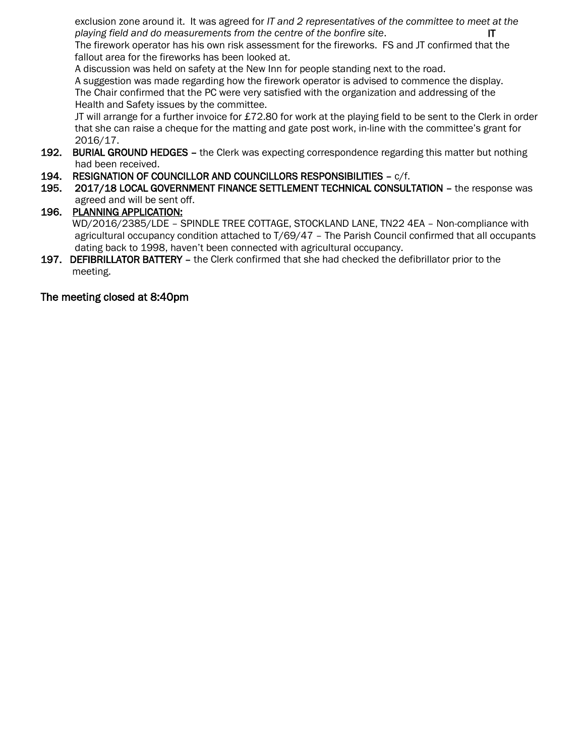exclusion zone around it. It was agreed for *IT and 2 representatives of the committee to meet at the playing field and do measurements from the centre of the bonfire site*. **IT**

The firework operator has his own risk assessment for the fireworks. FS and JT confirmed that the fallout area for the fireworks has been looked at.

A discussion was held on safety at the New Inn for people standing next to the road.

A suggestion was made regarding how the firework operator is advised to commence the display.

The Chair confirmed that the PC were very satisfied with the organization and addressing of the Health and Safety issues by the committee.

JT will arrange for a further invoice for £72.80 for work at the playing field to be sent to the Clerk in order that she can raise a cheque for the matting and gate post work, in-line with the committee's grant for 2016/17.

**192. BURIAL GROUND HEDGES –** the Clerk was expecting correspondence regarding this matter but nothing had been received.

**194. RESIGNATION OF COUNCILLOR AND COUNCILLORS RESPONSIBILITIES –** c/f.

**195. 2017/18 LOCAL GOVERNMENT FINANCE SETTLEMENT TECHNICAL CONSULTATION –** the response was agreed and will be sent off.

**196. <u>PLANNING APPLICATION:</u>**

WD/2016/2385/LDE – SPINDLE TREE COTTAGE, STOCKLAND LANE, TN22 4EA – Non-compliance with agricultural occupancy condition attached to T/69/47 – The Parish Council confirmed that all occupants dating back to 1998, haven't been connected with agricultural occupancy.

**197. DEFIBRILLATOR BATTERY –** the Clerk confirmed that she had checked the defibrillator prior to the meeting.

The meeting closed at 8:40pm